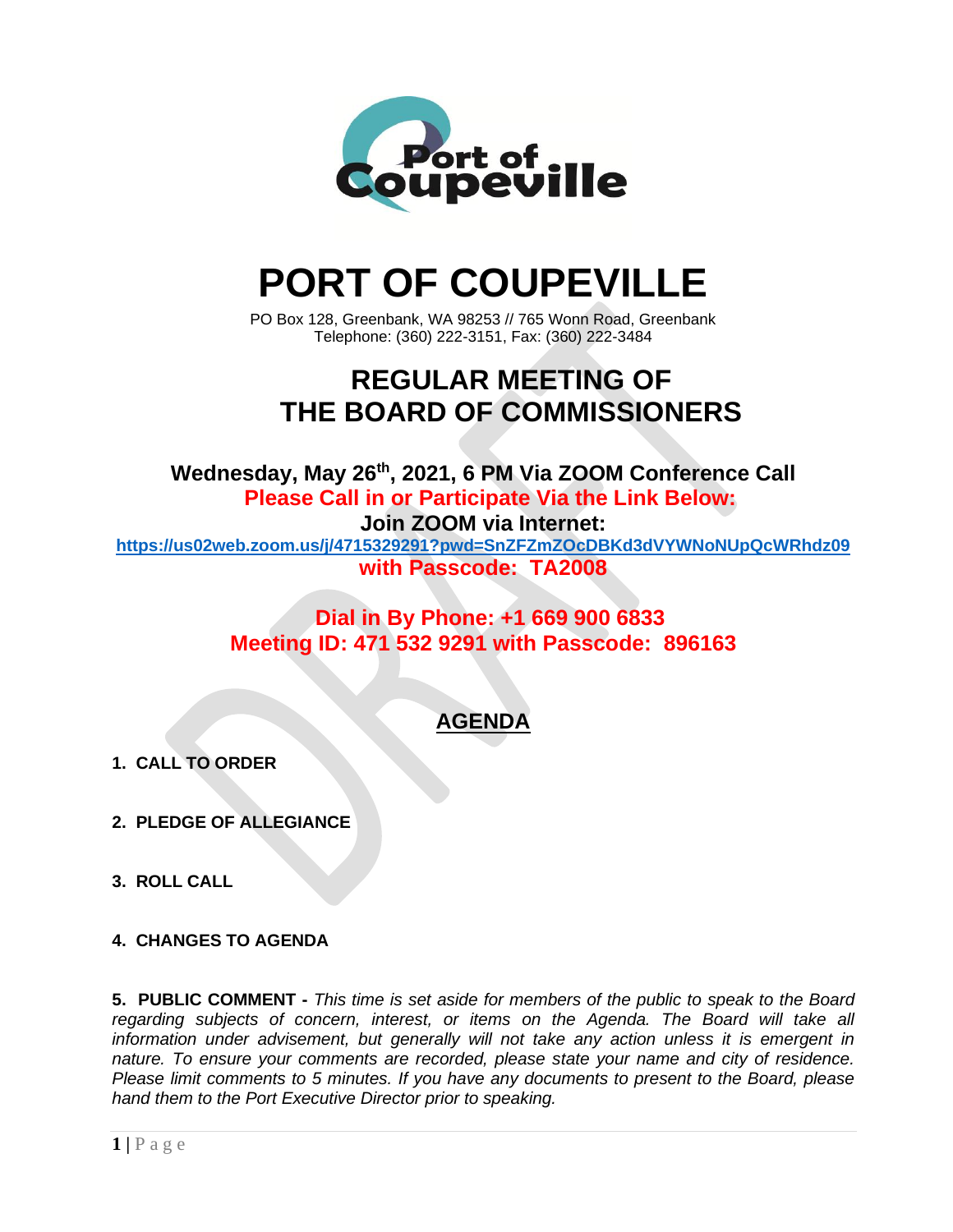# PORT OF COUPEVILLE

PO Box 128, Greenbank, WA 98253 // 765 Wonn Road, Greenbank
Telephone: (360) 222-3151, Fax: (360) 222-3484

## REGULAR MEETING OF THE BOARD OF COMMISSIONERS

**Wednesday, May 26th, 2021, 6 PM Via ZOOM Conference Call**

**Please Call in or Participate Via the Link Below:**

**Join ZOOM via Internet:**

**https://us02web.zoom.us/j/4715329291?pwd=SnZFZmZOcDBKd3dVYWNoNUpQcWRhdz09**

**with Passcode: TA2008**

**Dial in By Phone: +1 669 900 6833**

**Meeting ID: 471 532 9291 with Passcode: 896163**

## AGENDA

**1. CALL TO ORDER**

**2. PLEDGE OF ALLEGIANCE**

**3. ROLL CALL**

**4. CHANGES TO AGENDA**

**5. PUBLIC COMMENT -** *This time is set aside for members of the public to speak to the Board regarding subjects of concern, interest, or items on the Agenda. The Board will take all information under advisement, but generally will not take any action unless it is emergent in nature. To ensure your comments are recorded, please state your name and city of residence. Please limit comments to 5 minutes. If you have any documents to present to the Board, please hand them to the Port Executive Director prior to speaking.*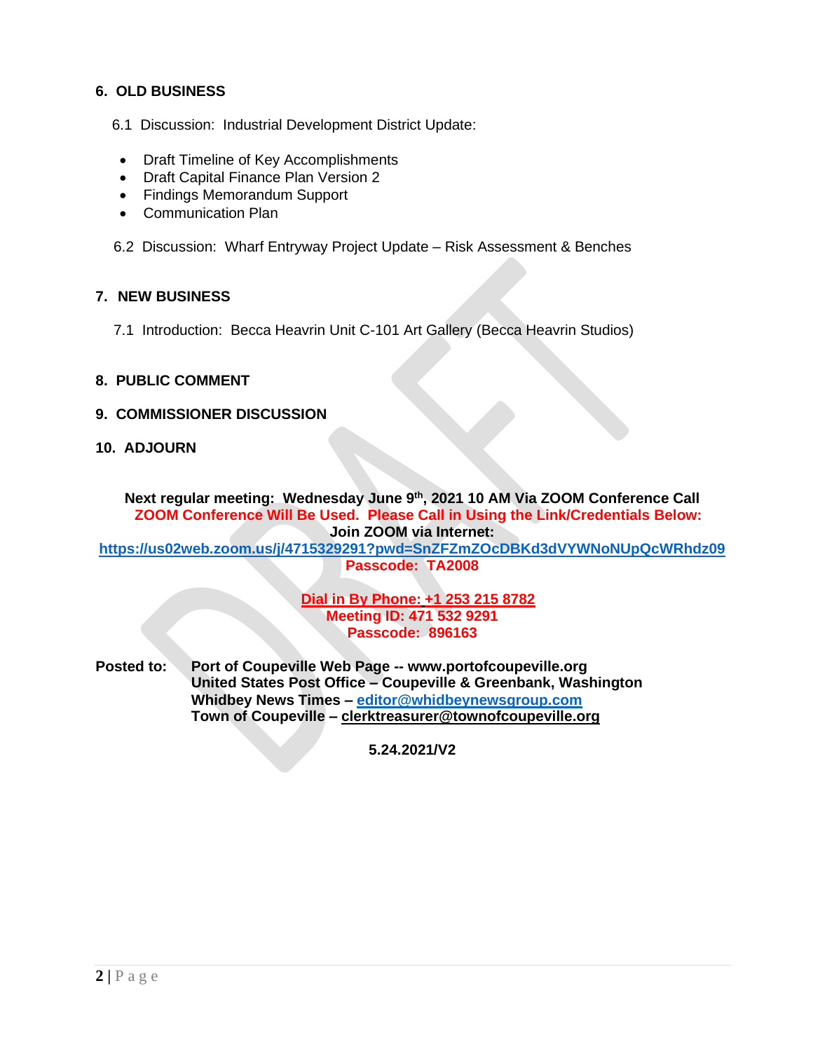## 6. OLD BUSINESS

6.1 Discussion: Industrial Development District Update:

- Draft Timeline of Key Accomplishments
- Draft Capital Finance Plan Version 2
- Findings Memorandum Support
- Communication Plan

6.2 Discussion: Wharf Entryway Project Update – Risk Assessment & Benches

## 7. NEW BUSINESS

7.1 Introduction: Becca Heavrin Unit C-101 Art Gallery (Becca Heavrin Studios)

## 8. PUBLIC COMMENT

## 9. COMMISSIONER DISCUSSION

## 10. ADJOURN

**Next regular meeting: Wednesday June 9th, 2021 10 AM Via ZOOM Conference Call**
**ZOOM Conference Will Be Used. Please Call in Using the Link/Credentials Below:**
**Join ZOOM via Internet:**
**https://us02web.zoom.us/j/4715329291?pwd=SnZFZmZOcDBKd3dVYWNoNUpQcWRhdz09**
**Passcode: TA2008**

**Dial in By Phone: +1 253 215 8782**
**Meeting ID: 471 532 9291**
**Passcode: 896163**

**Posted to:** **Port of Coupeville Web Page -- www.portofcoupeville.org**
**United States Post Office – Coupeville & Greenbank, Washington**
**Whidbey News Times – editor@whidbeynewsgroup.com**
**Town of Coupeville – clerktreasurer@townofcoupeville.org**

**5.24.2021/V2**